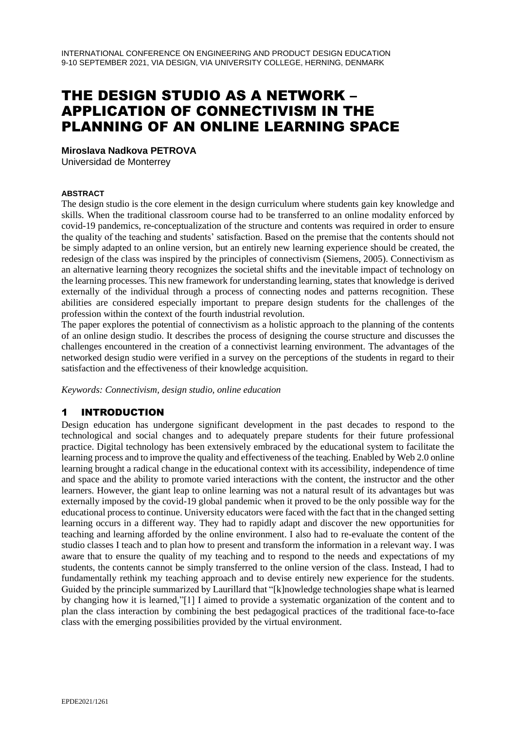INTERNATIONAL CONFERENCE ON ENGINEERING AND PRODUCT DESIGN EDUCATION
9-10 SEPTEMBER 2021, VIA DESIGN, VIA UNIVERSITY COLLEGE, HERNING, DENMARK

# THE DESIGN STUDIO AS A NETWORK – APPLICATION OF CONNECTIVISM IN THE PLANNING OF AN ONLINE LEARNING SPACE

**Miroslava Nadkova PETROVA**
Universidad de Monterrey

#### ABSTRACT

The design studio is the core element in the design curriculum where students gain key knowledge and skills. When the traditional classroom course had to be transferred to an online modality enforced by covid-19 pandemics, re-conceptualization of the structure and contents was required in order to ensure the quality of the teaching and students' satisfaction. Based on the premise that the contents should not be simply adapted to an online version, but an entirely new learning experience should be created, the redesign of the class was inspired by the principles of connectivism (Siemens, 2005). Connectivism as an alternative learning theory recognizes the societal shifts and the inevitable impact of technology on the learning processes. This new framework for understanding learning, states that knowledge is derived externally of the individual through a process of connecting nodes and patterns recognition. These abilities are considered especially important to prepare design students for the challenges of the profession within the context of the fourth industrial revolution.

The paper explores the potential of connectivism as a holistic approach to the planning of the contents of an online design studio. It describes the process of designing the course structure and discusses the challenges encountered in the creation of a connectivist learning environment. The advantages of the networked design studio were verified in a survey on the perceptions of the students in regard to their satisfaction and the effectiveness of their knowledge acquisition.

*Keywords: Connectivism, design studio, online education*

## 1 INTRODUCTION

Design education has undergone significant development in the past decades to respond to the technological and social changes and to adequately prepare students for their future professional practice. Digital technology has been extensively embraced by the educational system to facilitate the learning process and to improve the quality and effectiveness of the teaching. Enabled by Web 2.0 online learning brought a radical change in the educational context with its accessibility, independence of time and space and the ability to promote varied interactions with the content, the instructor and the other learners. However, the giant leap to online learning was not a natural result of its advantages but was externally imposed by the covid-19 global pandemic when it proved to be the only possible way for the educational process to continue. University educators were faced with the fact that in the changed setting learning occurs in a different way. They had to rapidly adapt and discover the new opportunities for teaching and learning afforded by the online environment. I also had to re-evaluate the content of the studio classes I teach and to plan how to present and transform the information in a relevant way. I was aware that to ensure the quality of my teaching and to respond to the needs and expectations of my students, the contents cannot be simply transferred to the online version of the class. Instead, I had to fundamentally rethink my teaching approach and to devise entirely new experience for the students. Guided by the principle summarized by Laurillard that "[k]nowledge technologies shape what is learned by changing how it is learned,"[1] I aimed to provide a systematic organization of the content and to plan the class interaction by combining the best pedagogical practices of the traditional face-to-face class with the emerging possibilities provided by the virtual environment.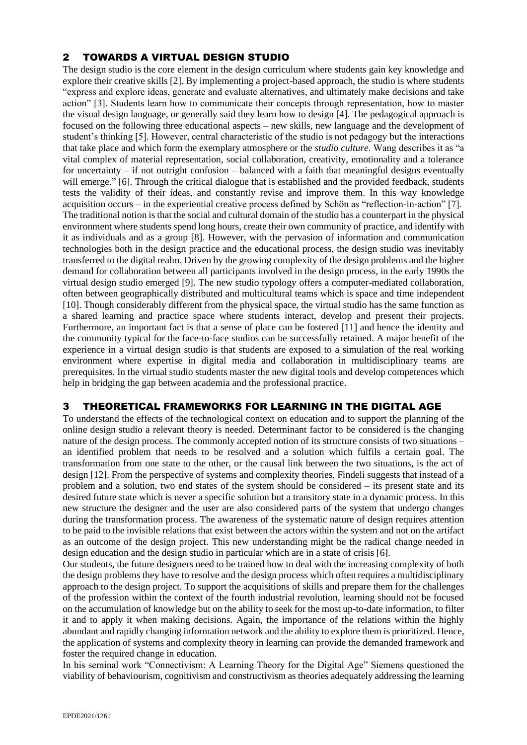## 2 TOWARDS A VIRTUAL DESIGN STUDIO

The design studio is the core element in the design curriculum where students gain key knowledge and explore their creative skills [2]. By implementing a project-based approach, the studio is where students "express and explore ideas, generate and evaluate alternatives, and ultimately make decisions and take action" [3]. Students learn how to communicate their concepts through representation, how to master the visual design language, or generally said they learn how to design [4]. The pedagogical approach is focused on the following three educational aspects – new skills, new language and the development of student's thinking [5]. However, central characteristic of the studio is not pedagogy but the interactions that take place and which form the exemplary atmosphere or the *studio culture*. Wang describes it as "a vital complex of material representation, social collaboration, creativity, emotionality and a tolerance for uncertainty – if not outright confusion – balanced with a faith that meaningful designs eventually will emerge." [6]. Through the critical dialogue that is established and the provided feedback, students tests the validity of their ideas, and constantly revise and improve them. In this way knowledge acquisition occurs – in the experiential creative process defined by Schön as "reflection-in-action" [7].
The traditional notion is that the social and cultural domain of the studio has a counterpart in the physical environment where students spend long hours, create their own community of practice, and identify with it as individuals and as a group [8]. However, with the pervasion of information and communication technologies both in the design practice and the educational process, the design studio was inevitably transferred to the digital realm. Driven by the growing complexity of the design problems and the higher demand for collaboration between all participants involved in the design process, in the early 1990s the virtual design studio emerged [9]. The new studio typology offers a computer-mediated collaboration, often between geographically distributed and multicultural teams which is space and time independent [10]. Though considerably different from the physical space, the virtual studio has the same function as a shared learning and practice space where students interact, develop and present their projects. Furthermore, an important fact is that a sense of place can be fostered [11] and hence the identity and the community typical for the face-to-face studios can be successfully retained. A major benefit of the experience in a virtual design studio is that students are exposed to a simulation of the real working environment where expertise in digital media and collaboration in multidisciplinary teams are prerequisites. In the virtual studio students master the new digital tools and develop competences which help in bridging the gap between academia and the professional practice.

## 3 THEORETICAL FRAMEWORKS FOR LEARNING IN THE DIGITAL AGE

To understand the effects of the technological context on education and to support the planning of the online design studio a relevant theory is needed. Determinant factor to be considered is the changing nature of the design process. The commonly accepted notion of its structure consists of two situations – an identified problem that needs to be resolved and a solution which fulfils a certain goal. The transformation from one state to the other, or the causal link between the two situations, is the act of design [12]. From the perspective of systems and complexity theories, Findeli suggests that instead of a problem and a solution, two end states of the system should be considered – its present state and its desired future state which is never a specific solution but a transitory state in a dynamic process. In this new structure the designer and the user are also considered parts of the system that undergo changes during the transformation process. The awareness of the systematic nature of design requires attention to be paid to the invisible relations that exist between the actors within the system and not on the artifact as an outcome of the design project. This new understanding might be the radical change needed in design education and the design studio in particular which are in a state of crisis [6].
Our students, the future designers need to be trained how to deal with the increasing complexity of both the design problems they have to resolve and the design process which often requires a multidisciplinary approach to the design project. To support the acquisitions of skills and prepare them for the challenges of the profession within the context of the fourth industrial revolution, learning should not be focused on the accumulation of knowledge but on the ability to seek for the most up-to-date information, to filter it and to apply it when making decisions. Again, the importance of the relations within the highly abundant and rapidly changing information network and the ability to explore them is prioritized. Hence, the application of systems and complexity theory in learning can provide the demanded framework and foster the required change in education.
In his seminal work "Connectivism: A Learning Theory for the Digital Age" Siemens questioned the viability of behaviourism, cognitivism and constructivism as theories adequately addressing the learning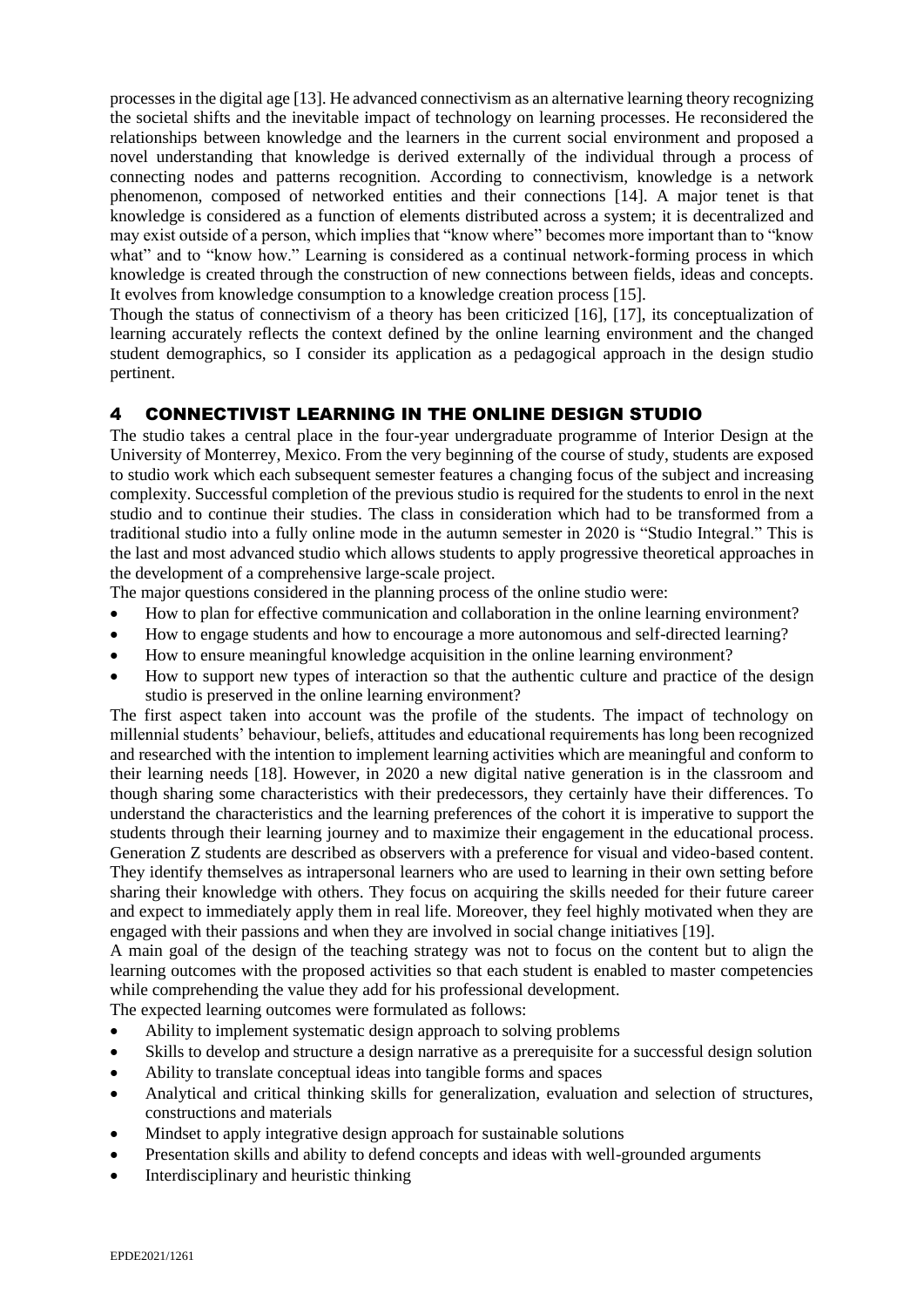processes in the digital age [13]. He advanced connectivism as an alternative learning theory recognizing the societal shifts and the inevitable impact of technology on learning processes. He reconsidered the relationships between knowledge and the learners in the current social environment and proposed a novel understanding that knowledge is derived externally of the individual through a process of connecting nodes and patterns recognition. According to connectivism, knowledge is a network phenomenon, composed of networked entities and their connections [14]. A major tenet is that knowledge is considered as a function of elements distributed across a system; it is decentralized and may exist outside of a person, which implies that "know where" becomes more important than to "know what" and to "know how." Learning is considered as a continual network-forming process in which knowledge is created through the construction of new connections between fields, ideas and concepts. It evolves from knowledge consumption to a knowledge creation process [15].

Though the status of connectivism of a theory has been criticized [16], [17], its conceptualization of learning accurately reflects the context defined by the online learning environment and the changed student demographics, so I consider its application as a pedagogical approach in the design studio pertinent.

## 4 CONNECTIVIST LEARNING IN THE ONLINE DESIGN STUDIO

The studio takes a central place in the four-year undergraduate programme of Interior Design at the University of Monterrey, Mexico. From the very beginning of the course of study, students are exposed to studio work which each subsequent semester features a changing focus of the subject and increasing complexity. Successful completion of the previous studio is required for the students to enrol in the next studio and to continue their studies. The class in consideration which had to be transformed from a traditional studio into a fully online mode in the autumn semester in 2020 is "Studio Integral." This is the last and most advanced studio which allows students to apply progressive theoretical approaches in the development of a comprehensive large-scale project.

The major questions considered in the planning process of the online studio were:

- How to plan for effective communication and collaboration in the online learning environment?
- How to engage students and how to encourage a more autonomous and self-directed learning?
- How to ensure meaningful knowledge acquisition in the online learning environment?
- How to support new types of interaction so that the authentic culture and practice of the design studio is preserved in the online learning environment?

The first aspect taken into account was the profile of the students. The impact of technology on millennial students' behaviour, beliefs, attitudes and educational requirements has long been recognized and researched with the intention to implement learning activities which are meaningful and conform to their learning needs [18]. However, in 2020 a new digital native generation is in the classroom and though sharing some characteristics with their predecessors, they certainly have their differences. To understand the characteristics and the learning preferences of the cohort it is imperative to support the students through their learning journey and to maximize their engagement in the educational process. Generation Z students are described as observers with a preference for visual and video-based content. They identify themselves as intrapersonal learners who are used to learning in their own setting before sharing their knowledge with others. They focus on acquiring the skills needed for their future career and expect to immediately apply them in real life. Moreover, they feel highly motivated when they are engaged with their passions and when they are involved in social change initiatives [19].

A main goal of the design of the teaching strategy was not to focus on the content but to align the learning outcomes with the proposed activities so that each student is enabled to master competencies while comprehending the value they add for his professional development.

The expected learning outcomes were formulated as follows:

- Ability to implement systematic design approach to solving problems
- Skills to develop and structure a design narrative as a prerequisite for a successful design solution
- Ability to translate conceptual ideas into tangible forms and spaces
- Analytical and critical thinking skills for generalization, evaluation and selection of structures, constructions and materials
- Mindset to apply integrative design approach for sustainable solutions
- Presentation skills and ability to defend concepts and ideas with well-grounded arguments
- Interdisciplinary and heuristic thinking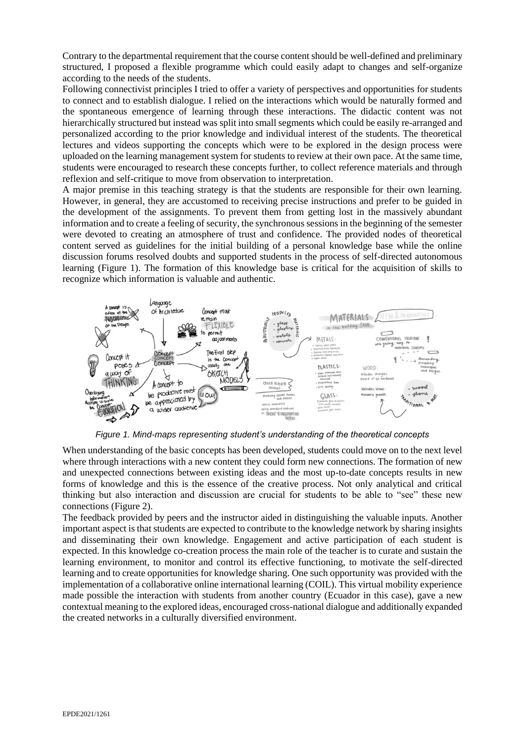Contrary to the departmental requirement that the course content should be well-defined and preliminary structured, I proposed a flexible programme which could easily adapt to changes and self-organize according to the needs of the students.

Following connectivist principles I tried to offer a variety of perspectives and opportunities for students to connect and to establish dialogue. I relied on the interactions which would be naturally formed and the spontaneous emergence of learning through these interactions. The didactic content was not hierarchically structured but instead was split into small segments which could be easily re-arranged and personalized according to the prior knowledge and individual interest of the students. The theoretical lectures and videos supporting the concepts which were to be explored in the design process were uploaded on the learning management system for students to review at their own pace. At the same time, students were encouraged to research these concepts further, to collect reference materials and through reflexion and self-critique to move from observation to interpretation.

A major premise in this teaching strategy is that the students are responsible for their own learning. However, in general, they are accustomed to receiving precise instructions and prefer to be guided in the development of the assignments. To prevent them from getting lost in the massively abundant information and to create a feeling of security, the synchronous sessions in the beginning of the semester were devoted to creating an atmosphere of trust and confidence. The provided nodes of theoretical content served as guidelines for the initial building of a personal knowledge base while the online discussion forums resolved doubts and supported students in the process of self-directed autonomous learning (Figure 1). The formation of this knowledge base is critical for the acquisition of skills to recognize which information is valuable and authentic.

*Figure 1. Mind-maps representing student's understanding of the theoretical concepts*

When understanding of the basic concepts has been developed, students could move on to the next level where through interactions with a new content they could form new connections. The formation of new and unexpected connections between existing ideas and the most up-to-date concepts results in new forms of knowledge and this is the essence of the creative process. Not only analytical and critical thinking but also interaction and discussion are crucial for students to be able to "see" these new connections (Figure 2).

The feedback provided by peers and the instructor aided in distinguishing the valuable inputs. Another important aspect is that students are expected to contribute to the knowledge network by sharing insights and disseminating their own knowledge. Engagement and active participation of each student is expected. In this knowledge co-creation process the main role of the teacher is to curate and sustain the learning environment, to monitor and control its effective functioning, to motivate the self-directed learning and to create opportunities for knowledge sharing. One such opportunity was provided with the implementation of a collaborative online international learning (COIL). This virtual mobility experience made possible the interaction with students from another country (Ecuador in this case), gave a new contextual meaning to the explored ideas, encouraged cross-national dialogue and additionally expanded the created networks in a culturally diversified environment.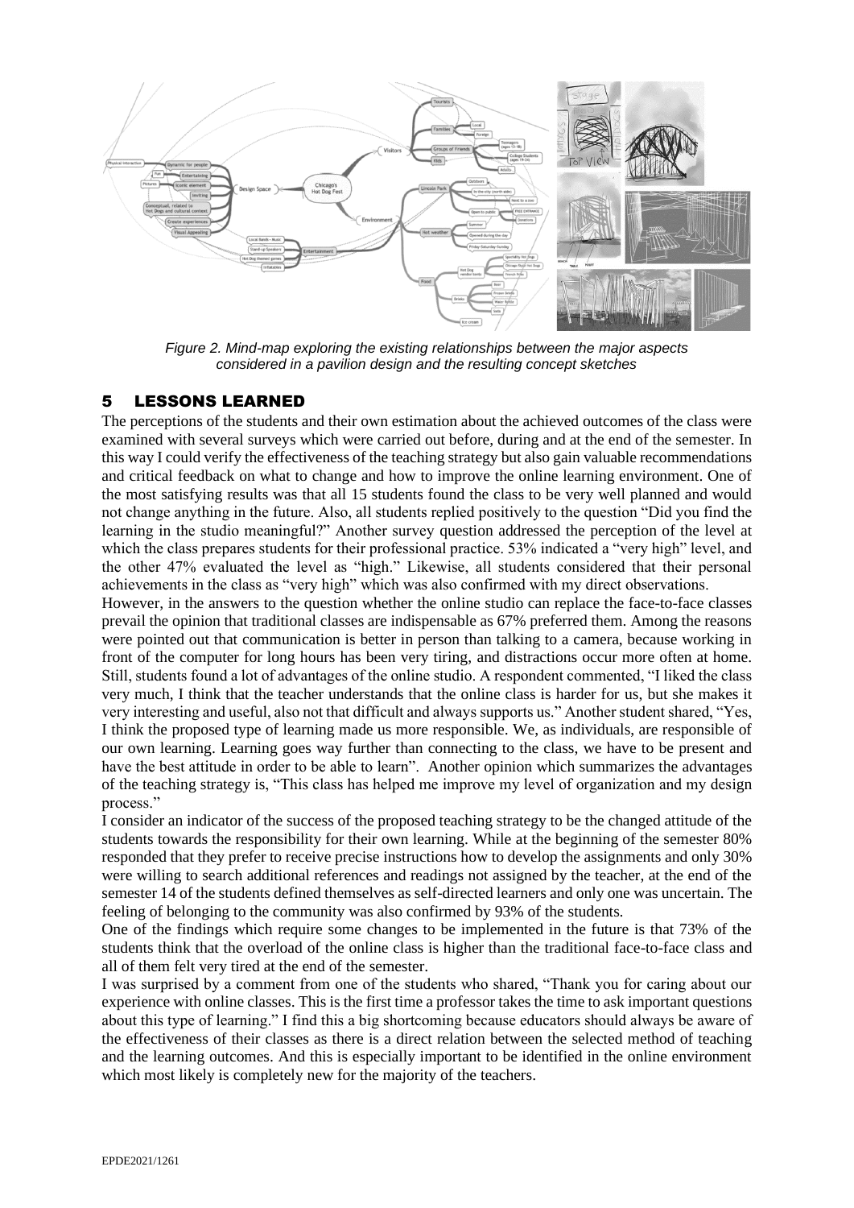*Figure 2. Mind-map exploring the existing relationships between the major aspects considered in a pavilion design and the resulting concept sketches*

## 5 LESSONS LEARNED

The perceptions of the students and their own estimation about the achieved outcomes of the class were examined with several surveys which were carried out before, during and at the end of the semester. In this way I could verify the effectiveness of the teaching strategy but also gain valuable recommendations and critical feedback on what to change and how to improve the online learning environment. One of the most satisfying results was that all 15 students found the class to be very well planned and would not change anything in the future. Also, all students replied positively to the question "Did you find the learning in the studio meaningful?" Another survey question addressed the perception of the level at which the class prepares students for their professional practice. 53% indicated a "very high" level, and the other 47% evaluated the level as "high." Likewise, all students considered that their personal achievements in the class as "very high" which was also confirmed with my direct observations.

However, in the answers to the question whether the online studio can replace the face-to-face classes prevail the opinion that traditional classes are indispensable as 67% preferred them. Among the reasons were pointed out that communication is better in person than talking to a camera, because working in front of the computer for long hours has been very tiring, and distractions occur more often at home. Still, students found a lot of advantages of the online studio. A respondent commented, "I liked the class very much, I think that the teacher understands that the online class is harder for us, but she makes it very interesting and useful, also not that difficult and always supports us." Another student shared, "Yes, I think the proposed type of learning made us more responsible. We, as individuals, are responsible of our own learning. Learning goes way further than connecting to the class, we have to be present and have the best attitude in order to be able to learn". Another opinion which summarizes the advantages of the teaching strategy is, "This class has helped me improve my level of organization and my design process."

I consider an indicator of the success of the proposed teaching strategy to be the changed attitude of the students towards the responsibility for their own learning. While at the beginning of the semester 80% responded that they prefer to receive precise instructions how to develop the assignments and only 30% were willing to search additional references and readings not assigned by the teacher, at the end of the semester 14 of the students defined themselves as self-directed learners and only one was uncertain. The feeling of belongings to the community was also confirmed by 93% of the students.

One of the findings which require some changes to be implemented in the future is that 73% of the students think that the overload of the online class is higher than the traditional face-to-face class and all of them felt very tired at the end of the semester.

I was surprised by a comment from one of the students who shared, "Thank you for caring about our experience with online classes. This is the first time a professor takes the time to ask important questions about this type of learning." I find this a big shortcoming because educators should always be aware of the effectiveness of their classes as there is a direct relation between the selected method of teaching and the learning outcomes. And this is especially important to be identified in the online environment which most likely is completely new for the majority of the teachers.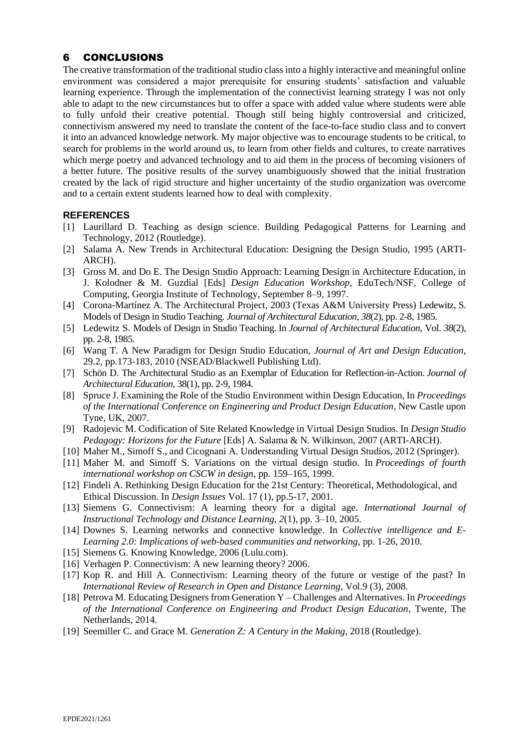## 6 CONCLUSIONS

The creative transformation of the traditional studio class into a highly interactive and meaningful online environment was considered a major prerequisite for ensuring students' satisfaction and valuable learning experience. Through the implementation of the connectivist learning strategy I was not only able to adapt to the new circumstances but to offer a space with added value where students were able to fully unfold their creative potential. Though still being highly controversial and criticized, connectivism answered my need to translate the content of the face-to-face studio class and to convert it into an advanced knowledge network. My major objective was to encourage students to be critical, to search for problems in the world around us, to learn from other fields and cultures, to create narratives which merge poetry and advanced technology and to aid them in the process of becoming visioners of a better future. The positive results of the survey unambiguously showed that the initial frustration created by the lack of rigid structure and higher uncertainty of the studio organization was overcome and to a certain extent students learned how to deal with complexity.

### REFERENCES

[1] Laurillard D. Teaching as design science. Building Pedagogical Patterns for Learning and Technology, 2012 (Routledge).

[2] Salama A. New Trends in Architectural Education: Designing the Design Studio, 1995 (ARTI-ARCH).

[3] Gross M. and Do E. The Design Studio Approach: Learning Design in Architecture Education, in J. Kolodner & M. Guzdial [Eds] *Design Education Workshop*, EduTech/NSF, College of Computing, Georgia Institute of Technology, September 8–9, 1997.

[4] Corona-Martínez A. The Architectural Project, 2003 (Texas A&M University Press) Ledewitz, S. Models of Design in Studio Teaching. *Journal of Architectural Education, 38*(2), pp. 2-8, 1985.

[5] Ledewitz S. Models of Design in Studio Teaching. In *Journal of Architectural Education,* Vol. *38*(2), pp. 2-8, 1985.

[6] Wang T. A New Paradigm for Design Studio Education, *Journal of Art and Design Education*, 29.2, pp.173-183, 2010 (NSEAD/Blackwell Publishing Ltd).

[7] Schön D. The Architectural Studio as an Exemplar of Education for Reflection-in-Action. *Journal of Architectural Education,* 38(1), pp. 2-9, 1984.

[8] Spruce J. Examining the Role of the Studio Environment within Design Education, In *Proceedings of the International Conference on Engineering and Product Design Education*, New Castle upon Tyne, UK, 2007.

[9] Radojevic M. Codification of Site Related Knowledge in Virtual Design Studios. In *Design Studio Pedagogy: Horizons for the Future* [Eds] A. Salama & N. Wilkinson, 2007 (ARTI-ARCH).

[10] Maher M., Simoff S., and Cicognani A. Understanding Virtual Design Studios, 2012 (Springer).

[11] Maher M. and Simoff S. Variations on the virtual design studio. In *Proceedings of fourth international workshop on CSCW in design*, pp. 159–165, 1999.

[12] Findeli A. Rethinking Design Education for the 21st Century: Theoretical, Methodological, and Ethical Discussion. In *Design Issues* Vol. 17 (1), pp.5-17, 2001.

[13] Siemens G. Connectivism: A learning theory for a digital age. *International Journal of Instructional Technology and Distance Learning, 2*(1), pp. 3–10, 2005.

[14] Downes S. Learning networks and connective knowledge. In *Collective intelligence and E-Learning 2.0: Implications of web-based communities and networking*, pp. 1-26, 2010.

[15] Siemens G. Knowing Knowledge, 2006 (Lulu.com).

[16] Verhagen P. Connectivism: A new learning theory? 2006.

[17] Kop R. and Hill A. Connectivism: Learning theory of the future or vestige of the past? In *International Review of Research in Open and Distance Learning*, Vol.9 (3), 2008.

[18] Petrova M. Educating Designers from Generation Y – Challenges and Alternatives. In *Proceedings of the International Conference on Engineering and Product Design Education*, Twente, The Netherlands, 2014.

[19] Seemiller C. and Grace M. *Generation Z: A Century in the Making*, 2018 (Routledge).